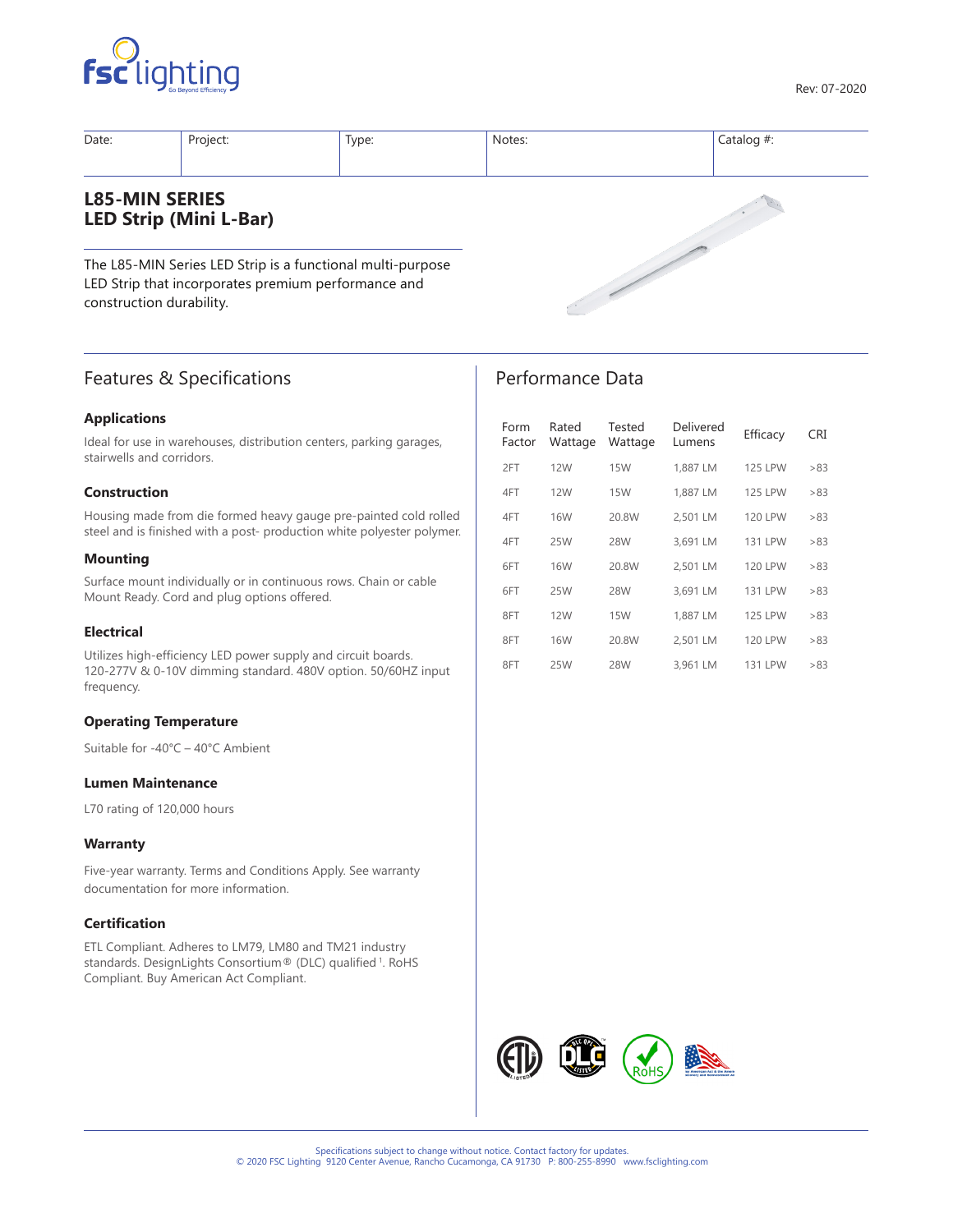Rev: 07-2020

| Date: | Project: | Type: | Notes: | Catalog #: |
|---|---|---|---|---|
| | | | | |

# L85-MIN SERIES
# LED Strip (Mini L-Bar)

The L85-MIN Series LED Strip is a functional multi-purpose LED Strip that incorporates premium performance and construction durability.

## Features & Specifications

### Applications

Ideal for use in warehouses, distribution centers, parking garages, stairwells and corridors.

### Construction

Housing made from die formed heavy gauge pre-painted cold rolled steel and is finished with a post- production white polyester polymer.

### Mounting

Surface mount individually or in continuous rows. Chain or cable Mount Ready. Cord and plug options offered.

### Electrical

Utilizes high-efficiency LED power supply and circuit boards. 120-277V & 0-10V dimming standard. 480V option. 50/60HZ input frequency.

### Operating Temperature

Suitable for -40°C – 40°C Ambient

### Lumen Maintenance

L70 rating of 120,000 hours

### Warranty

Five-year warranty. Terms and Conditions Apply. See warranty documentation for more information.

### Certification

ETL Compliant. Adheres to LM79, LM80 and TM21 industry standards. DesignLights Consortium® (DLC) qualified [1]. RoHS Compliant. Buy American Act Compliant.

## Performance Data

| Form Factor | Rated Wattage | Tested Wattage | Delivered Lumens | Efficacy | CRI |
|---|---|---|---|---|---|
| 2FT | 12W | 15W | 1,887 LM | 125 LPW | >83 |
| 4FT | 12W | 15W | 1,887 LM | 125 LPW | >83 |
| 4FT | 16W | 20.8W | 2,501 LM | 120 LPW | >83 |
| 4FT | 25W | 28W | 3,691 LM | 131 LPW | >83 |
| 6FT | 16W | 20.8W | 2,501 LM | 120 LPW | >83 |
| 6FT | 25W | 28W | 3,691 LM | 131 LPW | >83 |
| 8FT | 12W | 15W | 1,887 LM | 125 LPW | >83 |
| 8FT | 16W | 20.8W | 2,501 LM | 120 LPW | >83 |
| 8FT | 25W | 28W | 3,961 LM | 131 LPW | >83 |

Specifications subject to change without notice. Contact factory for updates.
© 2020 FSC Lighting 9120 Center Avenue, Rancho Cucamonga, CA 91730 P: 800-255-8990 www.fsclighting.com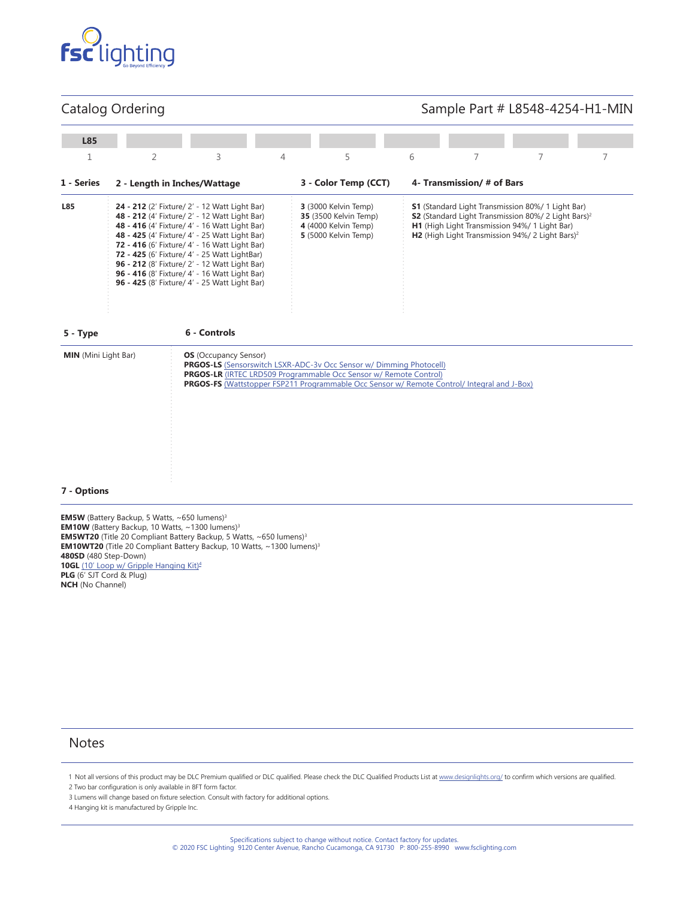## Catalog Ordering

Sample Part # L8548-4254-H1-MIN

| L85 | | | | | | | | |
|---|---|---|---|---|---|---|---|---|
| 1 | 2 | 3 | 4 | 5 | 6 | 7 | 7 | 7 |

| 1 - Series | 2 - Length in Inches/Wattage | 3 - Color Temp (CCT) | 4- Transmission/ # of Bars |
|---|---|---|---|
| **L85** | **24 - 212** (2' Fixture/ 2' - 12 Watt Light Bar)<br>**48 - 212** (4' Fixture/ 2' - 12 Watt Light Bar)<br>**48 - 416** (4' Fixture/ 4' - 16 Watt Light Bar)<br>**48 - 425** (4' Fixture/ 4' - 25 Watt Light Bar)<br>**72 - 416** (6' Fixture/ 4' - 16 Watt Light Bar)<br>**72 - 425** (6' Fixture/ 4' - 25 Watt LightBar)<br>**96 - 212** (8' Fixture/ 2' - 12 Watt Light Bar)<br>**96 - 416** (8' Fixture/ 4' - 16 Watt Light Bar)<br>**96 - 425** (8' Fixture/ 4' - 25 Watt Light Bar) | **3** (3000 Kelvin Temp)<br>**35** (3500 Kelvin Temp)<br>**4** (4000 Kelvin Temp)<br>**5** (5000 Kelvin Temp) | **S1** (Standard Light Transmission 80%/ 1 Light Bar)<br>**S2** (Standard Light Transmission 80%/ 2 Light Bars)[2]<br>**H1** (High Light Transmission 94%/ 1 Light Bar)<br>**H2** (High Light Transmission 94%/ 2 Light Bars)[2] |

| 5 - Type | 6 - Controls |
|---|---|
| **MIN** (Mini Light Bar) | **OS** (Occupancy Sensor)<br>**PRGOS-LS** (Sensorswitch LSXR-ADC-3v Occ Sensor w/ Dimming Photocell)<br>**PRGOS-LR** (IRTEC LRD509 Programmable Occ Sensor w/ Remote Control)<br>**PRGOS-FS** (Wattstopper FSP211 Programmable Occ Sensor w/ Remote Control/ Integral and J-Box) |

### 7 - Options

**EM5W** (Battery Backup, 5 Watts, ~650 lumens)[3]
**EM10W** (Battery Backup, 10 Watts, ~1300 lumens)[3]
**EM5WT20** (Title 20 Compliant Battery Backup, 5 Watts, ~650 lumens)[3]
**EM10WT20** (Title 20 Compliant Battery Backup, 10 Watts, ~1300 lumens)[3]
**480SD** (480 Step-Down)
**10GL** (10' Loop w/ Gripple Hanging Kit)[4]
**PLG** (6' SJT Cord & Plug)
**NCH** (No Channel)

## Notes

1 Not all versions of this product may be DLC Premium qualified or DLC qualified. Please check the DLC Qualified Products List at www.designlights.org/ to confirm which versions are qualified.
2 Two bar configuration is only available in 8FT form factor.
3 Lumens will change based on fixture selection. Consult with factory for additional options.
4 Hanging kit is manufactured by Gripple Inc.

Specifications subject to change without notice. Contact factory for updates.
© 2020 FSC Lighting 9120 Center Avenue, Rancho Cucamonga, CA 91730 P: 800-255-8990 www.fsclighting.com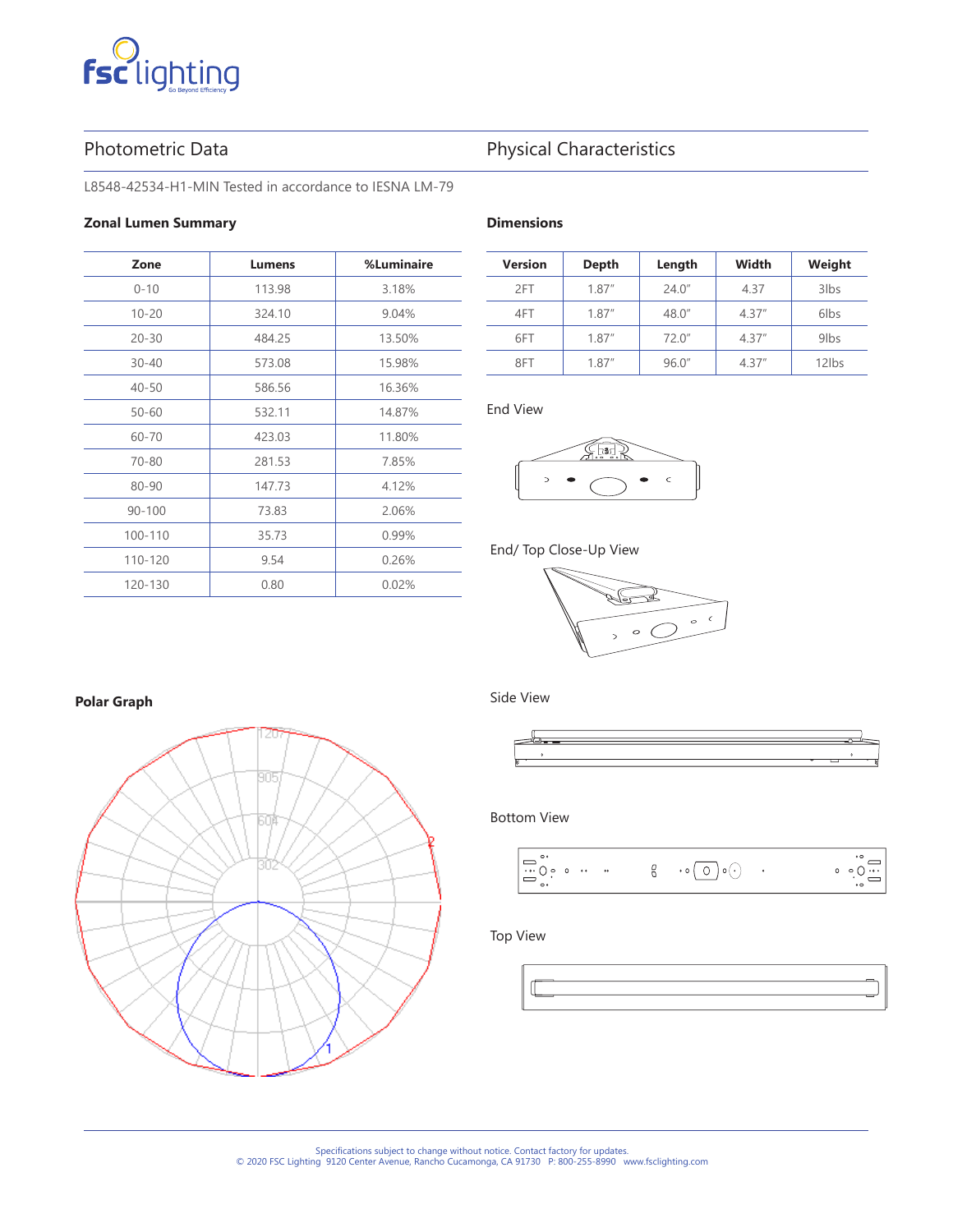## Photometric Data

L8548-42534-H1-MIN Tested in accordance to IESNA LM-79

### Zonal Lumen Summary

| Zone | Lumens | %Luminaire |
|---|---|---|
| 0-10 | 113.98 | 3.18% |
| 10-20 | 324.10 | 9.04% |
| 20-30 | 484.25 | 13.50% |
| 30-40 | 573.08 | 15.98% |
| 40-50 | 586.56 | 16.36% |
| 50-60 | 532.11 | 14.87% |
| 60-70 | 423.03 | 11.80% |
| 70-80 | 281.53 | 7.85% |
| 80-90 | 147.73 | 4.12% |
| 90-100 | 73.83 | 2.06% |
| 100-110 | 35.73 | 0.99% |
| 110-120 | 9.54 | 0.26% |
| 120-130 | 0.80 | 0.02% |

### Polar Graph

## Physical Characteristics

### Dimensions

| Version | Depth | Length | Width | Weight |
|---|---|---|---|---|
| 2FT | 1.87" | 24.0" | 4.37 | 3lbs |
| 4FT | 1.87" | 48.0" | 4.37" | 6lbs |
| 6FT | 1.87" | 72.0" | 4.37" | 9lbs |
| 8FT | 1.87" | 96.0" | 4.37" | 12lbs |

End View

End/ Top Close-Up View

Side View

Bottom View

Top View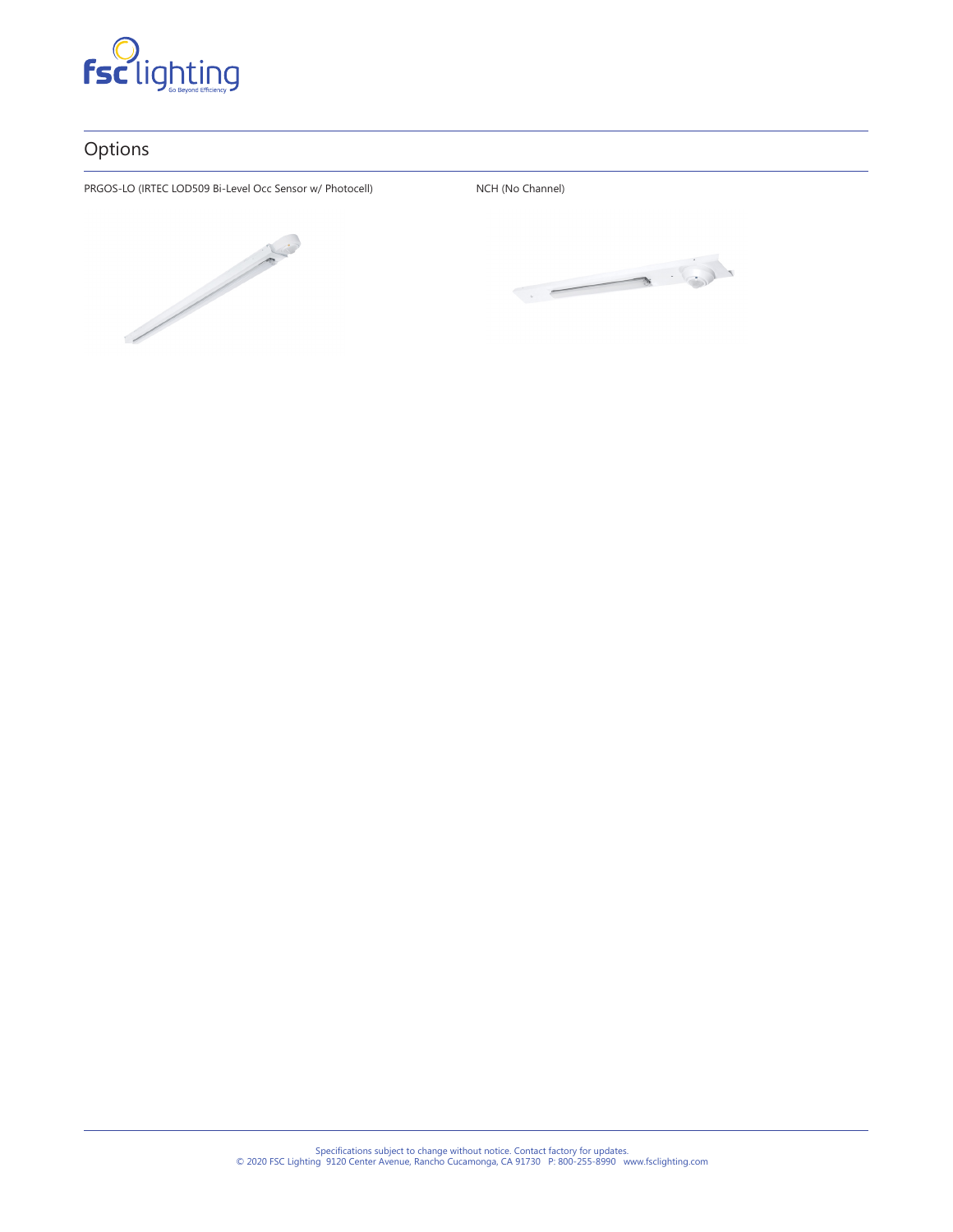## Options

PRGOS-LO (IRTEC LOD509 Bi-Level Occ Sensor w/ Photocell)

NCH (No Channel)